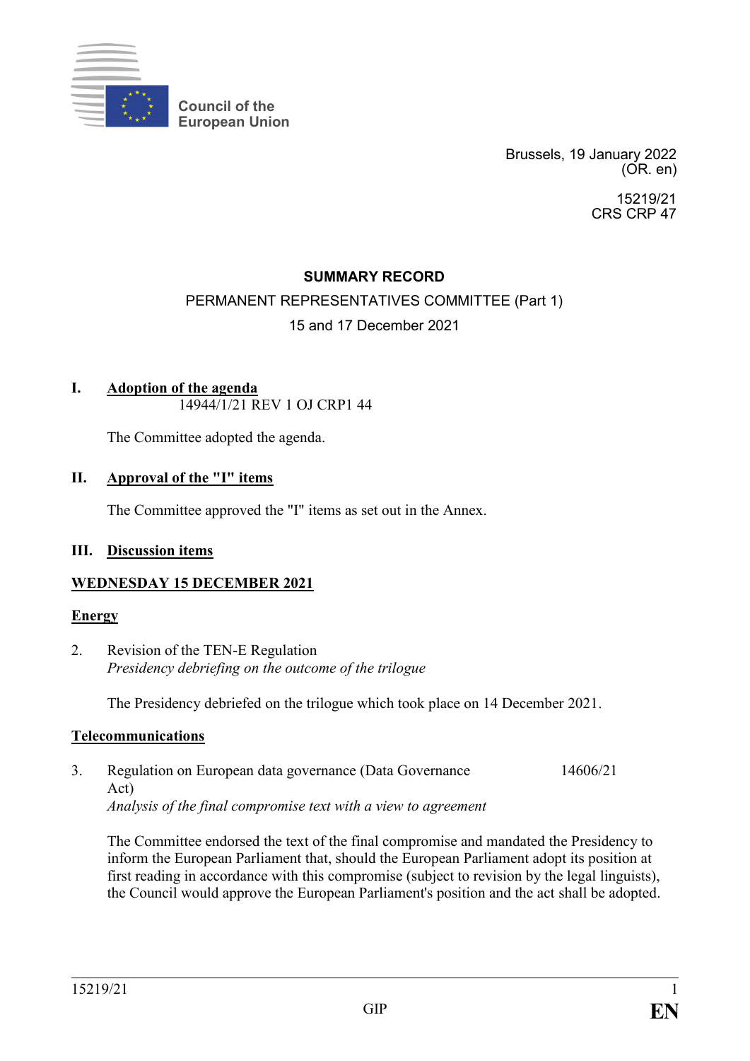Council of the European Union

Brussels, 19 January 2022
(OR. en)

15219/21
CRS CRP 47

## SUMMARY RECORD

PERMANENT REPRESENTATIVES COMMITTEE (Part 1)

15 and 17 December 2021

### I. Adoption of the agenda

14944/1/21 REV 1 OJ CRP1 44

The Committee adopted the agenda.

### II. Approval of the "I" items

The Committee approved the "I" items as set out in the Annex.

### III. Discussion items

**WEDNESDAY 15 DECEMBER 2021**

**Energy**

2. Revision of the TEN-E Regulation
*Presidency debriefing on the outcome of the trilogue*

The Presidency debriefed on the trilogue which took place on 14 December 2021.

**Telecommunications**

3. Regulation on European data governance (Data Governance Act) — 14606/21
*Analysis of the final compromise text with a view to agreement*

The Committee endorsed the text of the final compromise and mandated the Presidency to inform the European Parliament that, should the European Parliament adopt its position at first reading in accordance with this compromise (subject to revision by the legal linguists), the Council would approve the European Parliament's position and the act shall be adopted.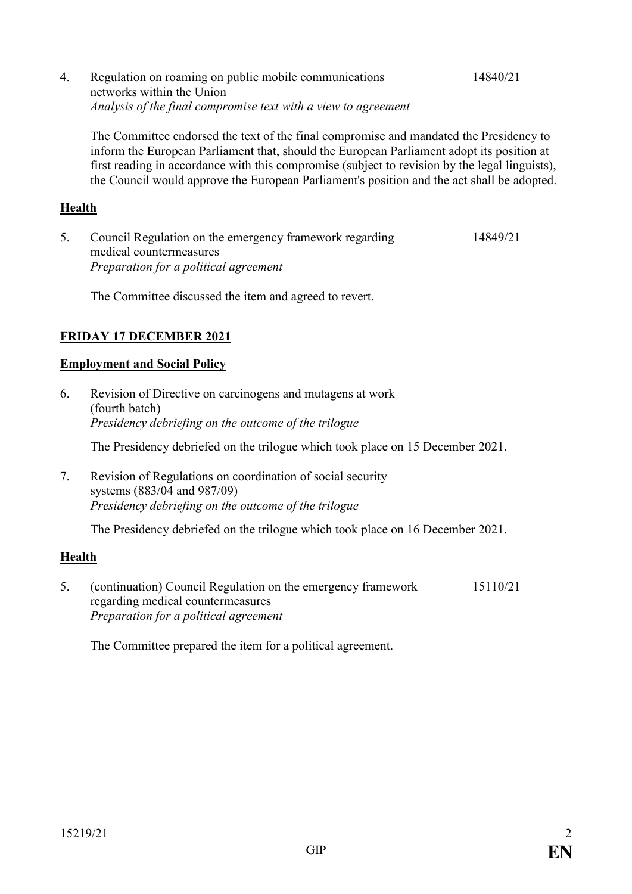4. Regulation on roaming on public mobile communications networks within the Union 14840/21
*Analysis of the final compromise text with a view to agreement*

The Committee endorsed the text of the final compromise and mandated the Presidency to inform the European Parliament that, should the European Parliament adopt its position at first reading in accordance with this compromise (subject to revision by the legal linguists), the Council would approve the European Parliament's position and the act shall be adopted.

**Health**

5. Council Regulation on the emergency framework regarding medical countermeasures 14849/21
*Preparation for a political agreement*

The Committee discussed the item and agreed to revert.

**FRIDAY 17 DECEMBER 2021**

**Employment and Social Policy**

6. Revision of Directive on carcinogens and mutagens at work (fourth batch)
*Presidency debriefing on the outcome of the trilogue*

The Presidency debriefed on the trilogue which took place on 15 December 2021.

7. Revision of Regulations on coordination of social security systems (883/04 and 987/09)
*Presidency debriefing on the outcome of the trilogue*

The Presidency debriefed on the trilogue which took place on 16 December 2021.

**Health**

5. (continuation) Council Regulation on the emergency framework regarding medical countermeasures 15110/21
*Preparation for a political agreement*

The Committee prepared the item for a political agreement.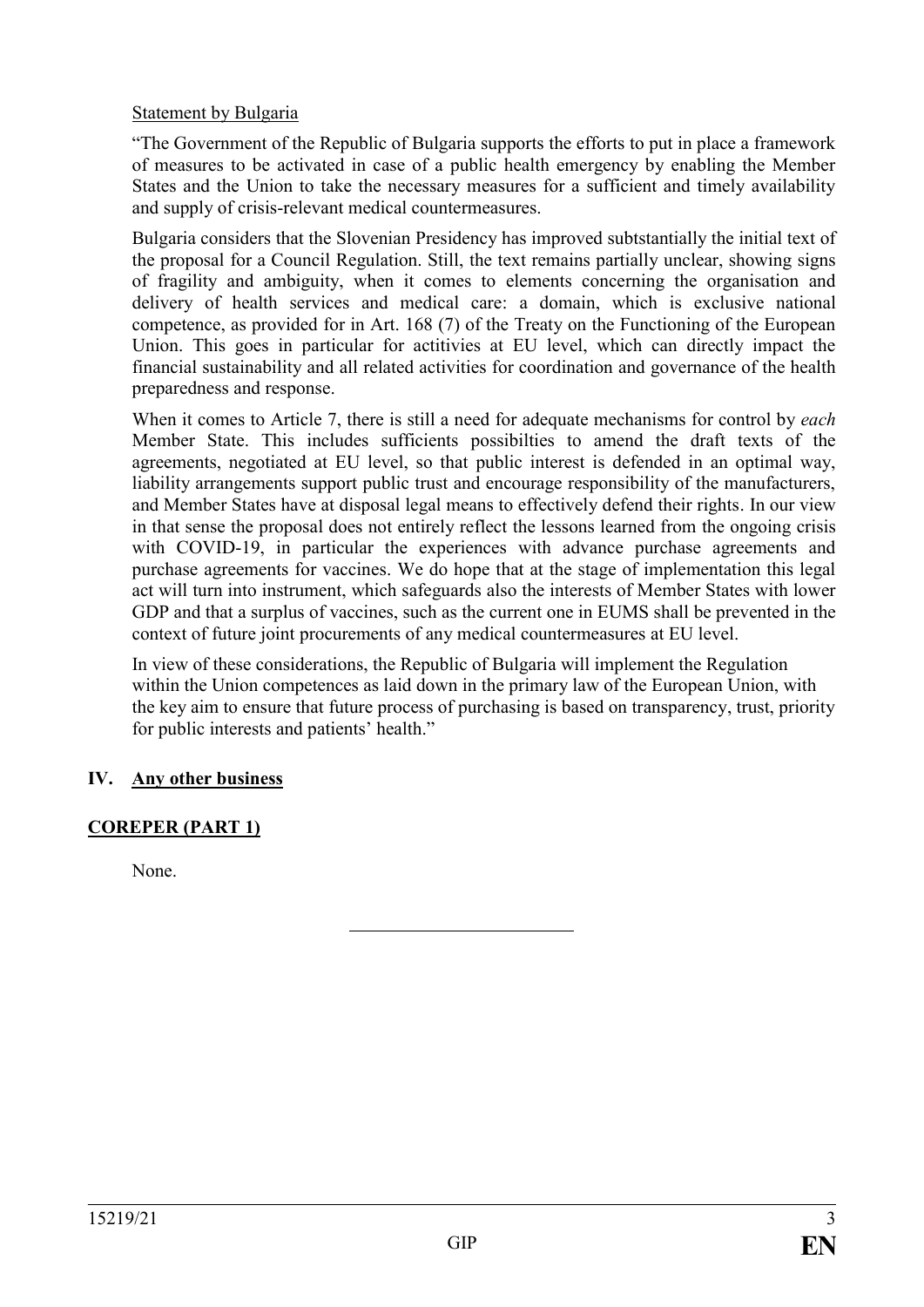Statement by Bulgaria

"The Government of the Republic of Bulgaria supports the efforts to put in place a framework of measures to be activated in case of a public health emergency by enabling the Member States and the Union to take the necessary measures for a sufficient and timely availability and supply of crisis-relevant medical countermeasures.

Bulgaria considers that the Slovenian Presidency has improved subtstantially the initial text of the proposal for a Council Regulation. Still, the text remains partially unclear, showing signs of fragility and ambiguity, when it comes to elements concerning the organisation and delivery of health services and medical care: a domain, which is exclusive national competence, as provided for in Art. 168 (7) of the Treaty on the Functioning of the European Union. This goes in particular for actitivies at EU level, which can directly impact the financial sustainability and all related activities for coordination and governance of the health preparedness and response.

When it comes to Article 7, there is still a need for adequate mechanisms for control by *each* Member State. This includes sufficients possibilties to amend the draft texts of the agreements, negotiated at EU level, so that public interest is defended in an optimal way, liability arrangements support public trust and encourage responsibility of the manufacturers, and Member States have at disposal legal means to effectively defend their rights. In our view in that sense the proposal does not entirely reflect the lessons learned from the ongoing crisis with COVID-19, in particular the experiences with advance purchase agreements and purchase agreements for vaccines. We do hope that at the stage of implementation this legal act will turn into instrument, which safeguards also the interests of Member States with lower GDP and that a surplus of vaccines, such as the current one in EUMS shall be prevented in the context of future joint procurements of any medical countermeasures at EU level.

In view of these considerations, the Republic of Bulgaria will implement the Regulation within the Union competences as laid down in the primary law of the European Union, with the key aim to ensure that future process of purchasing is based on transparency, trust, priority for public interests and patients' health."

## IV. Any other business

## COREPER (PART 1)

None.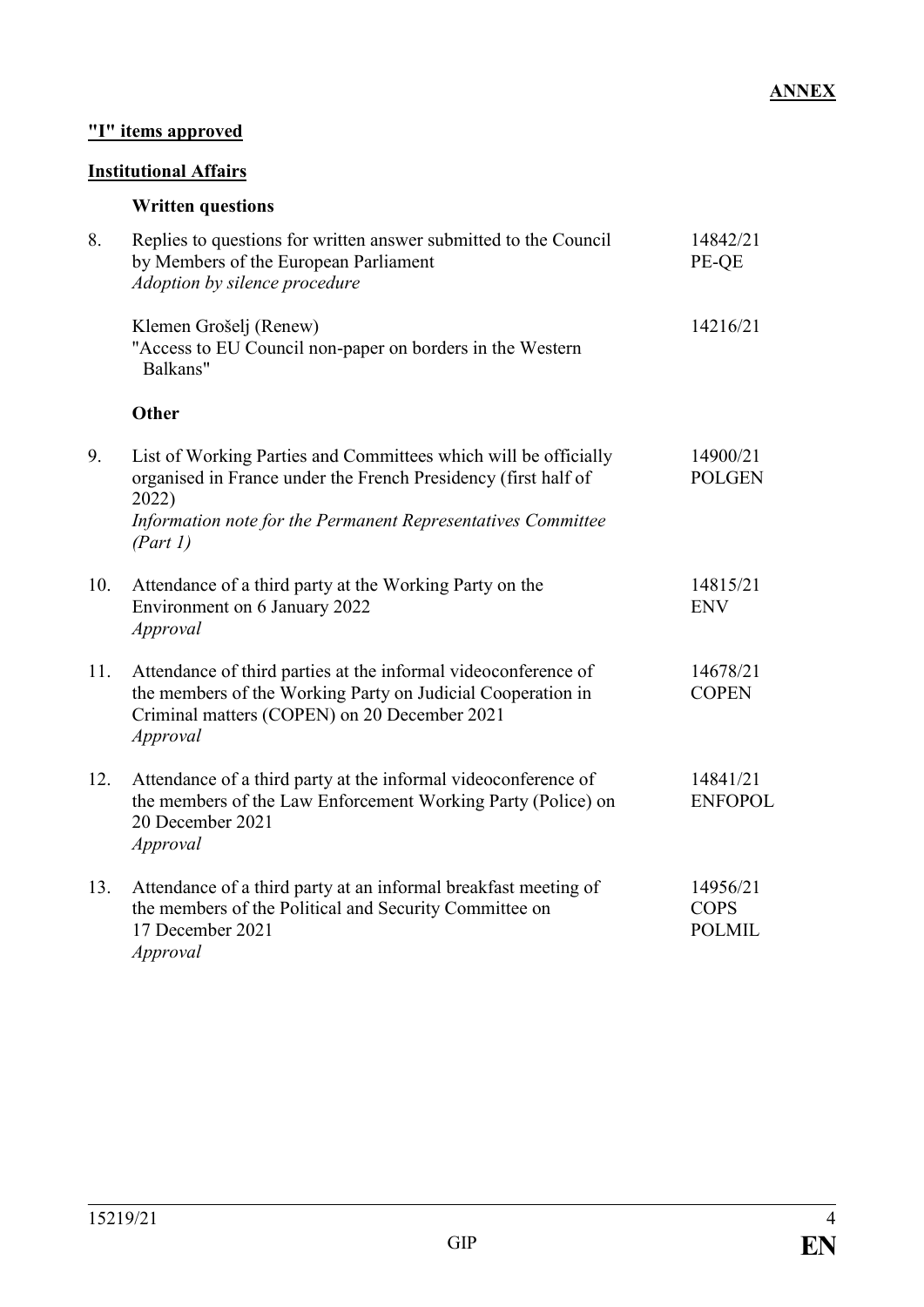**ANNEX**

**"I" items approved**

**Institutional Affairs**

**Written questions**

| | | |
|---|---|---|
| 8. | Replies to questions for written answer submitted to the Council by Members of the European Parliament<br>*Adoption by silence procedure* | 14842/21<br>PE-QE |
| | Klemen Grošelj (Renew)<br>"Access to EU Council non-paper on borders in the Western Balkans" | 14216/21 |

**Other**

| | | |
|---|---|---|
| 9. | List of Working Parties and Committees which will be officially organised in France under the French Presidency (first half of 2022)<br>*Information note for the Permanent Representatives Committee (Part 1)* | 14900/21<br>POLGEN |
| 10. | Attendance of a third party at the Working Party on the Environment on 6 January 2022<br>*Approval* | 14815/21<br>ENV |
| 11. | Attendance of third parties at the informal videoconference of the members of the Working Party on Judicial Cooperation in Criminal matters (COPEN) on 20 December 2021<br>*Approval* | 14678/21<br>COPEN |
| 12. | Attendance of a third party at the informal videoconference of the members of the Law Enforcement Working Party (Police) on 20 December 2021<br>*Approval* | 14841/21<br>ENFOPOL |
| 13. | Attendance of a third party at an informal breakfast meeting of the members of the Political and Security Committee on 17 December 2021<br>*Approval* | 14956/21<br>COPS<br>POLMIL |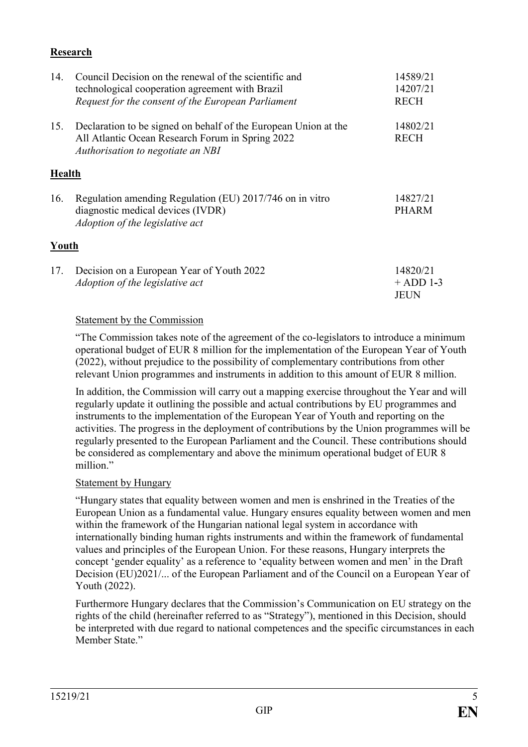**Research**

| | | |
|---|---|---|
| 14. | Council Decision on the renewal of the scientific and technological cooperation agreement with Brazil<br>*Request for the consent of the European Parliament* | 14589/21<br>14207/21<br>RECH |
| 15. | Declaration to be signed on behalf of the European Union at the All Atlantic Ocean Research Forum in Spring 2022<br>*Authorisation to negotiate an NBI* | 14802/21<br>RECH |

**Health**

| | | |
|---|---|---|
| 16. | Regulation amending Regulation (EU) 2017/746 on in vitro diagnostic medical devices (IVDR)<br>*Adoption of the legislative act* | 14827/21<br>PHARM |

**Youth**

| | | |
|---|---|---|
| 17. | Decision on a European Year of Youth 2022<br>*Adoption of the legislative act* | 14820/21<br>+ ADD 1-3<br>JEUN |

Statement by the Commission

"The Commission takes note of the agreement of the co-legislators to introduce a minimum operational budget of EUR 8 million for the implementation of the European Year of Youth (2022), without prejudice to the possibility of complementary contributions from other relevant Union programmes and instruments in addition to this amount of EUR 8 million.

In addition, the Commission will carry out a mapping exercise throughout the Year and will regularly update it outlining the possible and actual contributions by EU programmes and instruments to the implementation of the European Year of Youth and reporting on the activities. The progress in the deployment of contributions by the Union programmes will be regularly presented to the European Parliament and the Council. These contributions should be considered as complementary and above the minimum operational budget of EUR 8 million."

Statement by Hungary

"Hungary states that equality between women and men is enshrined in the Treaties of the European Union as a fundamental value. Hungary ensures equality between women and men within the framework of the Hungarian national legal system in accordance with internationally binding human rights instruments and within the framework of fundamental values and principles of the European Union. For these reasons, Hungary interprets the concept 'gender equality' as a reference to 'equality between women and men' in the Draft Decision (EU)2021/... of the European Parliament and of the Council on a European Year of Youth (2022).

Furthermore Hungary declares that the Commission's Communication on EU strategy on the rights of the child (hereinafter referred to as "Strategy"), mentioned in this Decision, should be interpreted with due regard to national competences and the specific circumstances in each Member State."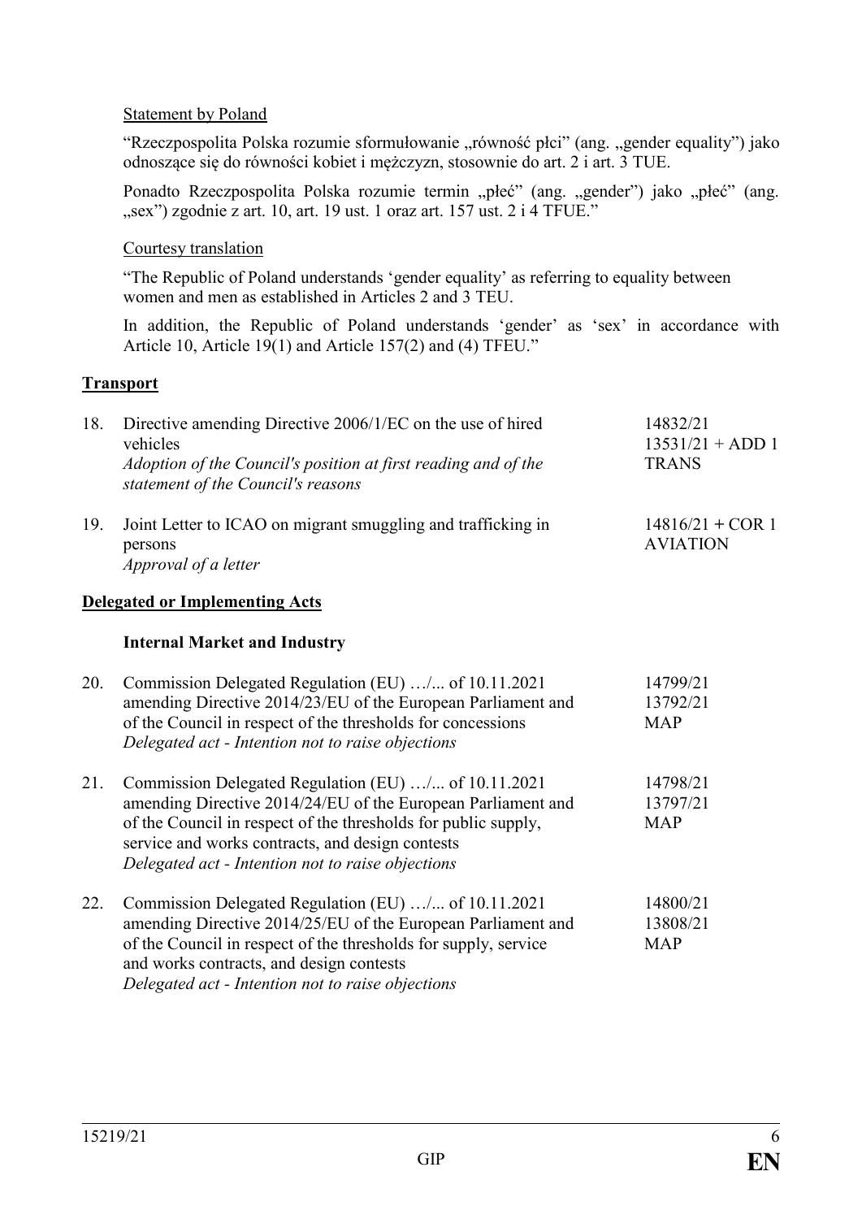<u>Statement by Poland</u>

"Rzeczpospolita Polska rozumie sformułowanie „równość płci" (ang. „gender equality") jako odnoszące się do równości kobiet i mężczyzn, stosownie do art. 2 i art. 3 TUE.

Ponadto Rzeczpospolita Polska rozumie termin „płeć" (ang. „gender") jako „płeć" (ang. „sex") zgodnie z art. 10, art. 19 ust. 1 oraz art. 157 ust. 2 i 4 TFUE."

<u>Courtesy translation</u>

"The Republic of Poland understands 'gender equality' as referring to equality between women and men as established in Articles 2 and 3 TEU.

In addition, the Republic of Poland understands 'gender' as 'sex' in accordance with Article 10, Article 19(1) and Article 157(2) and (4) TFEU."

## <u>Transport</u>

| | | |
|---|---|---|
| 18. | Directive amending Directive 2006/1/EC on the use of hired vehicles<br>*Adoption of the Council's position at first reading and of the statement of the Council's reasons* | 14832/21<br>13531/21 + ADD 1<br>TRANS |
| 19. | Joint Letter to ICAO on migrant smuggling and trafficking in persons<br>*Approval of a letter* | 14816/21 + COR 1<br>AVIATION |

## <u>Delegated or Implementing Acts</u>

### Internal Market and Industry

| | | |
|---|---|---|
| 20. | Commission Delegated Regulation (EU) …/... of 10.11.2021 amending Directive 2014/23/EU of the European Parliament and of the Council in respect of the thresholds for concessions<br>*Delegated act - Intention not to raise objections* | 14799/21<br>13792/21<br>MAP |
| 21. | Commission Delegated Regulation (EU) …/... of 10.11.2021 amending Directive 2014/24/EU of the European Parliament and of the Council in respect of the thresholds for public supply, service and works contracts, and design contests<br>*Delegated act - Intention not to raise objections* | 14798/21<br>13797/21<br>MAP |
| 22. | Commission Delegated Regulation (EU) …/... of 10.11.2021 amending Directive 2014/25/EU of the European Parliament and of the Council in respect of the thresholds for supply, service and works contracts, and design contests<br>*Delegated act - Intention not to raise objections* | 14800/21<br>13808/21<br>MAP |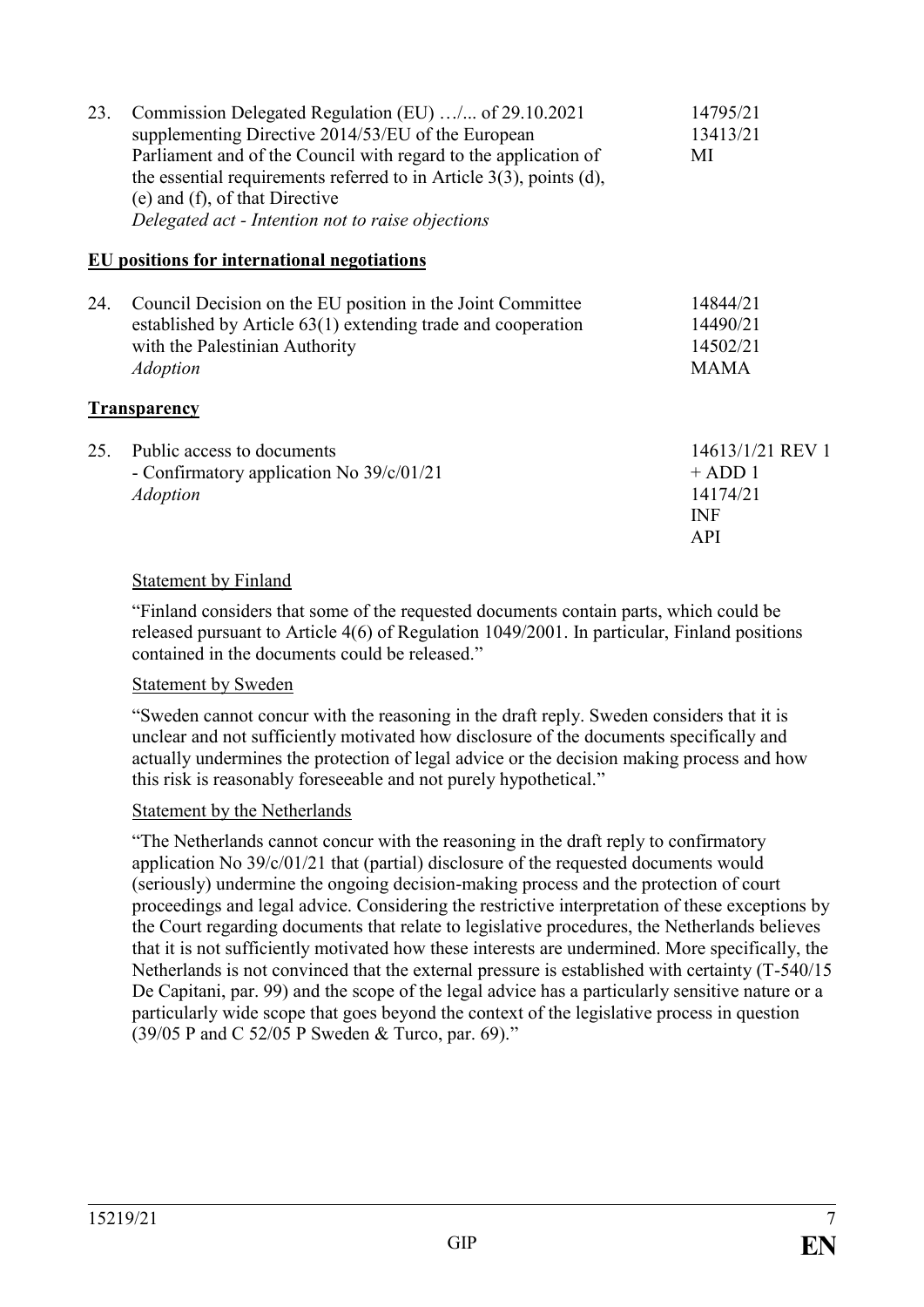| | | |
|---|---|---|
| 23. | Commission Delegated Regulation (EU) …/... of 29.10.2021 supplementing Directive 2014/53/EU of the European Parliament and of the Council with regard to the application of the essential requirements referred to in Article 3(3), points (d), (e) and (f), of that Directive<br>*Delegated act - Intention not to raise objections* | 14795/21<br>13413/21<br>MI |

**EU positions for international negotiations**

| | | |
|---|---|---|
| 24. | Council Decision on the EU position in the Joint Committee established by Article 63(1) extending trade and cooperation with the Palestinian Authority<br>*Adoption* | 14844/21<br>14490/21<br>14502/21<br>MAMA |

**Transparency**

| | | |
|---|---|---|
| 25. | Public access to documents<br>- Confirmatory application No 39/c/01/21<br>*Adoption* | 14613/1/21 REV 1<br>+ ADD 1<br>14174/21<br>INF<br>API |

Statement by Finland

"Finland considers that some of the requested documents contain parts, which could be released pursuant to Article 4(6) of Regulation 1049/2001. In particular, Finland positions contained in the documents could be released."

Statement by Sweden

"Sweden cannot concur with the reasoning in the draft reply. Sweden considers that it is unclear and not sufficiently motivated how disclosure of the documents specifically and actually undermines the protection of legal advice or the decision making process and how this risk is reasonably foreseeable and not purely hypothetical."

Statement by the Netherlands

"The Netherlands cannot concur with the reasoning in the draft reply to confirmatory application No 39/c/01/21 that (partial) disclosure of the requested documents would (seriously) undermine the ongoing decision-making process and the protection of court proceedings and legal advice. Considering the restrictive interpretation of these exceptions by the Court regarding documents that relate to legislative procedures, the Netherlands believes that it is not sufficiently motivated how these interests are undermined. More specifically, the Netherlands is not convinced that the external pressure is established with certainty (T-540/15 De Capitani, par. 99) and the scope of the legal advice has a particularly sensitive nature or a particularly wide scope that goes beyond the context of the legislative process in question (39/05 P and C 52/05 P Sweden & Turco, par. 69)."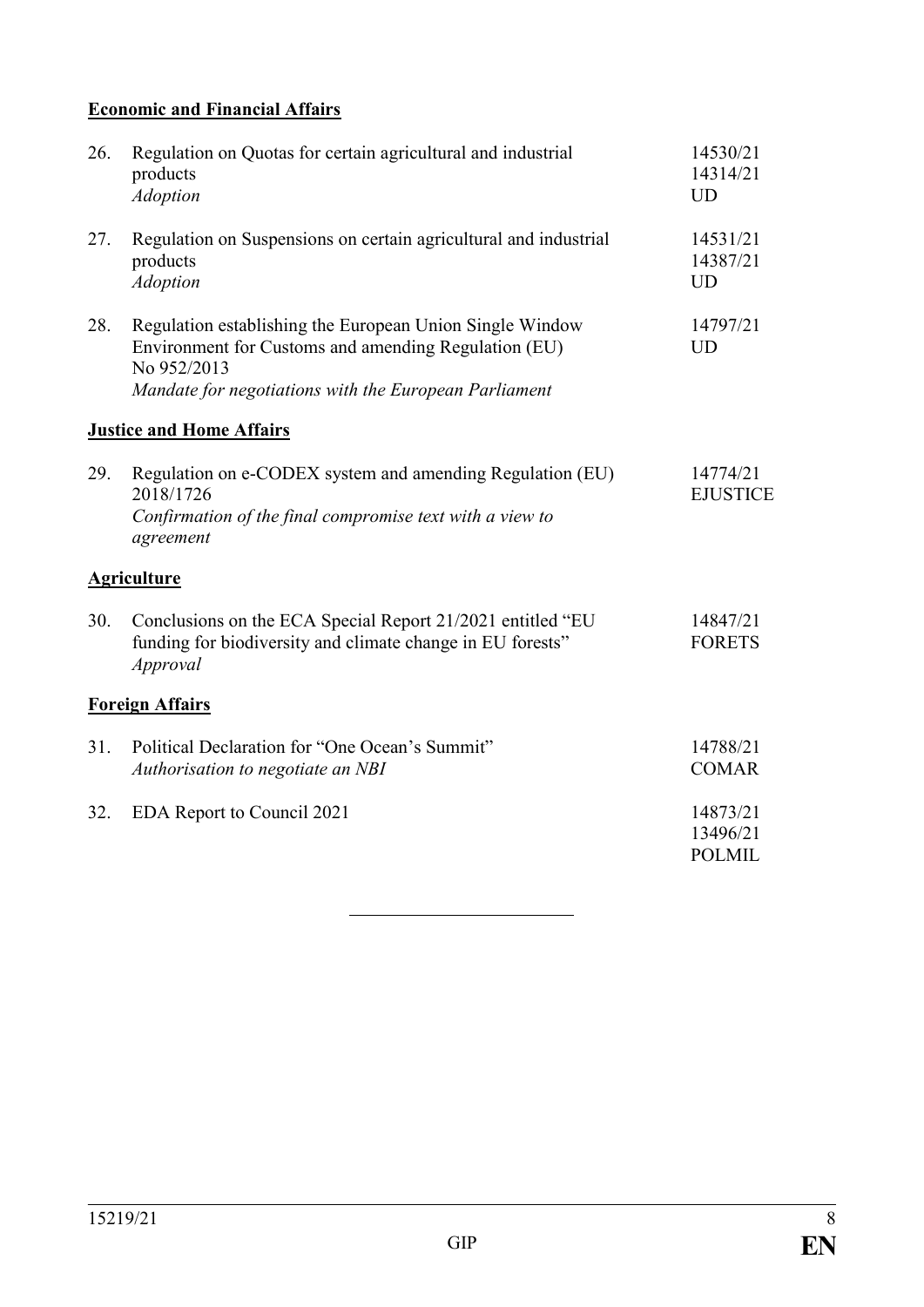**Economic and Financial Affairs**

| | | |
|---|---|---|
| 26. | Regulation on Quotas for certain agricultural and industrial products<br>*Adoption* | 14530/21<br>14314/21<br>UD |
| 27. | Regulation on Suspensions on certain agricultural and industrial products<br>*Adoption* | 14531/21<br>14387/21<br>UD |
| 28. | Regulation establishing the European Union Single Window Environment for Customs and amending Regulation (EU) No 952/2013<br>*Mandate for negotiations with the European Parliament* | 14797/21<br>UD |

**Justice and Home Affairs**

| | | |
|---|---|---|
| 29. | Regulation on e-CODEX system and amending Regulation (EU) 2018/1726<br>*Confirmation of the final compromise text with a view to agreement* | 14774/21<br>EJUSTICE |

**Agriculture**

| | | |
|---|---|---|
| 30. | Conclusions on the ECA Special Report 21/2021 entitled "EU funding for biodiversity and climate change in EU forests"<br>*Approval* | 14847/21<br>FORETS |

**Foreign Affairs**

| | | |
|---|---|---|
| 31. | Political Declaration for "One Ocean's Summit"<br>*Authorisation to negotiate an NBI* | 14788/21<br>COMAR |
| 32. | EDA Report to Council 2021 | 14873/21<br>13496/21<br>POLMIL |